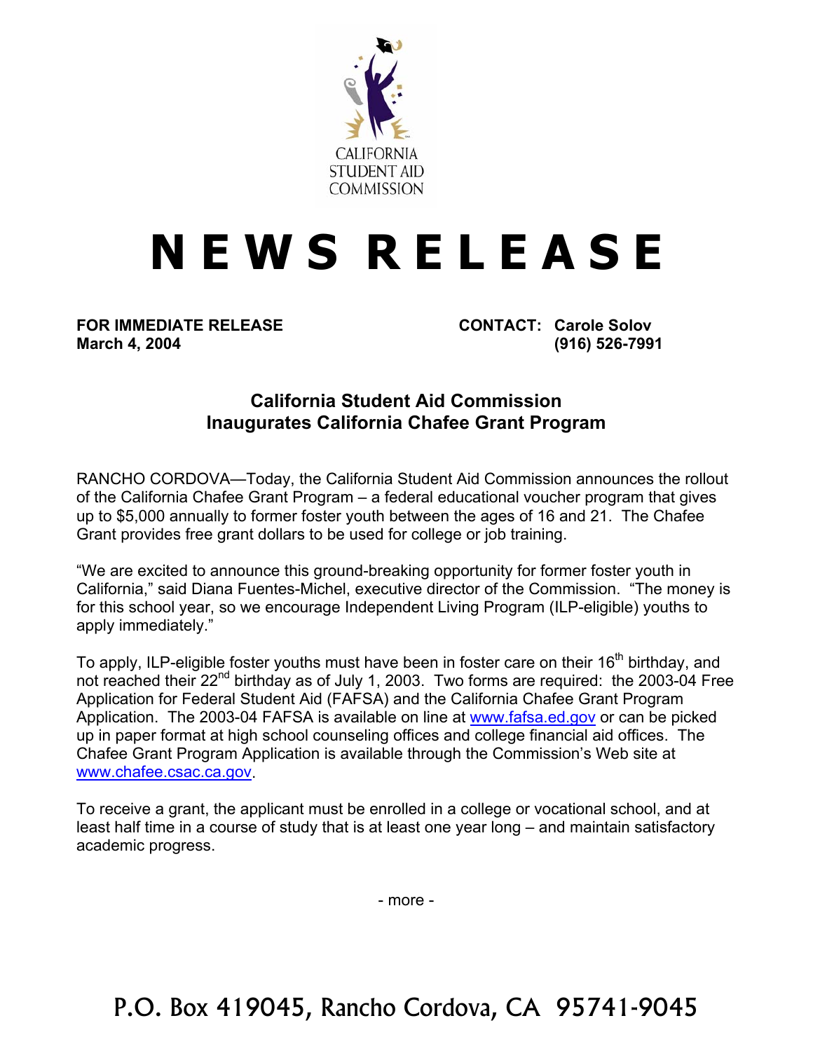CALIFORNIA STUDENT AID COMMISSION

# NEWS RELEASE

**FOR IMMEDIATE RELEASE**
**March 4, 2004**

**CONTACT: Carole Solov**
**(916) 526-7991**

## California Student Aid Commission Inaugurates California Chafee Grant Program

RANCHO CORDOVA—Today, the California Student Aid Commission announces the rollout of the California Chafee Grant Program – a federal educational voucher program that gives up to $5,000 annually to former foster youth between the ages of 16 and 21. The Chafee Grant provides free grant dollars to be used for college or job training.

"We are excited to announce this ground-breaking opportunity for former foster youth in California," said Diana Fuentes-Michel, executive director of the Commission. "The money is for this school year, so we encourage Independent Living Program (ILP-eligible) youths to apply immediately."

To apply, ILP-eligible foster youths must have been in foster care on their 16th birthday, and not reached their 22nd birthday as of July 1, 2003. Two forms are required: the 2003-04 Free Application for Federal Student Aid (FAFSA) and the California Chafee Grant Program Application. The 2003-04 FAFSA is available on line at www.fafsa.ed.gov or can be picked up in paper format at high school counseling offices and college financial aid offices. The Chafee Grant Program Application is available through the Commission's Web site at www.chafee.csac.ca.gov.

To receive a grant, the applicant must be enrolled in a college or vocational school, and at least half time in a course of study that is at least one year long – and maintain satisfactory academic progress.

- more -

P.O. Box 419045, Rancho Cordova, CA 95741-9045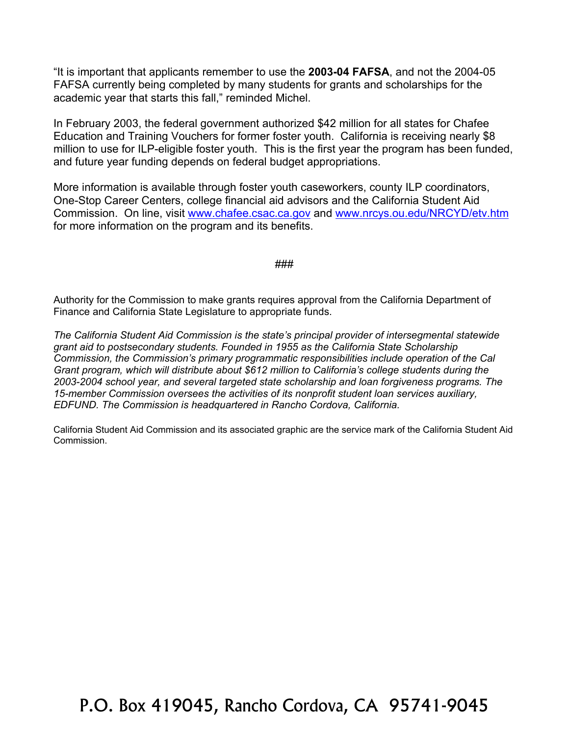"It is important that applicants remember to use the **2003-04 FAFSA**, and not the 2004-05 FAFSA currently being completed by many students for grants and scholarships for the academic year that starts this fall," reminded Michel.

In February 2003, the federal government authorized $42 million for all states for Chafee Education and Training Vouchers for former foster youth. California is receiving nearly $8 million to use for ILP-eligible foster youth. This is the first year the program has been funded, and future year funding depends on federal budget appropriations.

More information is available through foster youth caseworkers, county ILP coordinators, One-Stop Career Centers, college financial aid advisors and the California Student Aid Commission. On line, visit [www.chafee.csac.ca.gov](http://www.chafee.csac.ca.gov) and [www.nrcys.ou.edu/NRCYD/etv.htm](http://www.nrcys.ou.edu/NRCYD/etv.htm) for more information on the program and its benefits.

###

Authority for the Commission to make grants requires approval from the California Department of Finance and California State Legislature to appropriate funds.

*The California Student Aid Commission is the state's principal provider of intersegmental statewide grant aid to postsecondary students. Founded in 1955 as the California State Scholarship Commission, the Commission's primary programmatic responsibilities include operation of the Cal Grant program, which will distribute about $612 million to California's college students during the 2003-2004 school year, and several targeted state scholarship and loan forgiveness programs. The 15-member Commission oversees the activities of its nonprofit student loan services auxiliary, EDFUND. The Commission is headquartered in Rancho Cordova, California.*

California Student Aid Commission and its associated graphic are the service mark of the California Student Aid Commission.

P.O. Box 419045, Rancho Cordova, CA 95741-9045